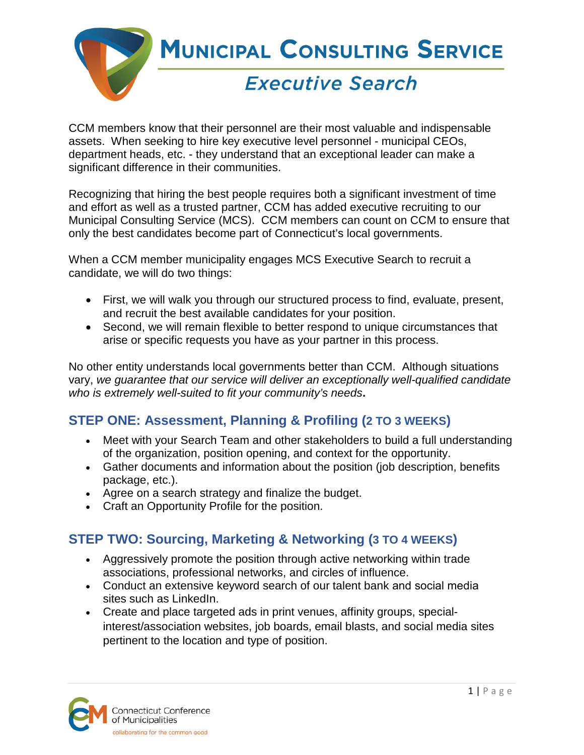# Municipal Consulting Service

## *Executive Search*

CCM members know that their personnel are their most valuable and indispensable assets. When seeking to hire key executive level personnel - municipal CEOs, department heads, etc. - they understand that an exceptional leader can make a significant difference in their communities.

Recognizing that hiring the best people requires both a significant investment of time and effort as well as a trusted partner, CCM has added executive recruiting to our Municipal Consulting Service (MCS). CCM members can count on CCM to ensure that only the best candidates become part of Connecticut's local governments.

When a CCM member municipality engages MCS Executive Search to recruit a candidate, we will do two things:

- First, we will walk you through our structured process to find, evaluate, present, and recruit the best available candidates for your position.
- Second, we will remain flexible to better respond to unique circumstances that arise or specific requests you have as your partner in this process.

No other entity understands local governments better than CCM. Although situations vary, *we guarantee that our service will deliver an exceptionally well-qualified candidate who is extremely well-suited to fit your community's needs*.

## STEP ONE: Assessment, Planning & Profiling (2 TO 3 WEEKS)

- Meet with your Search Team and other stakeholders to build a full understanding of the organization, position opening, and context for the opportunity.
- Gather documents and information about the position (job description, benefits package, etc.).
- Agree on a search strategy and finalize the budget.
- Craft an Opportunity Profile for the position.

## STEP TWO: Sourcing, Marketing & Networking (3 TO 4 WEEKS)

- Aggressively promote the position through active networking within trade associations, professional networks, and circles of influence.
- Conduct an extensive keyword search of our talent bank and social media sites such as LinkedIn.
- Create and place targeted ads in print venues, affinity groups, special-interest/association websites, job boards, email blasts, and social media sites pertinent to the location and type of position.

Connecticut Conference of Municipalities
collaborating for the common good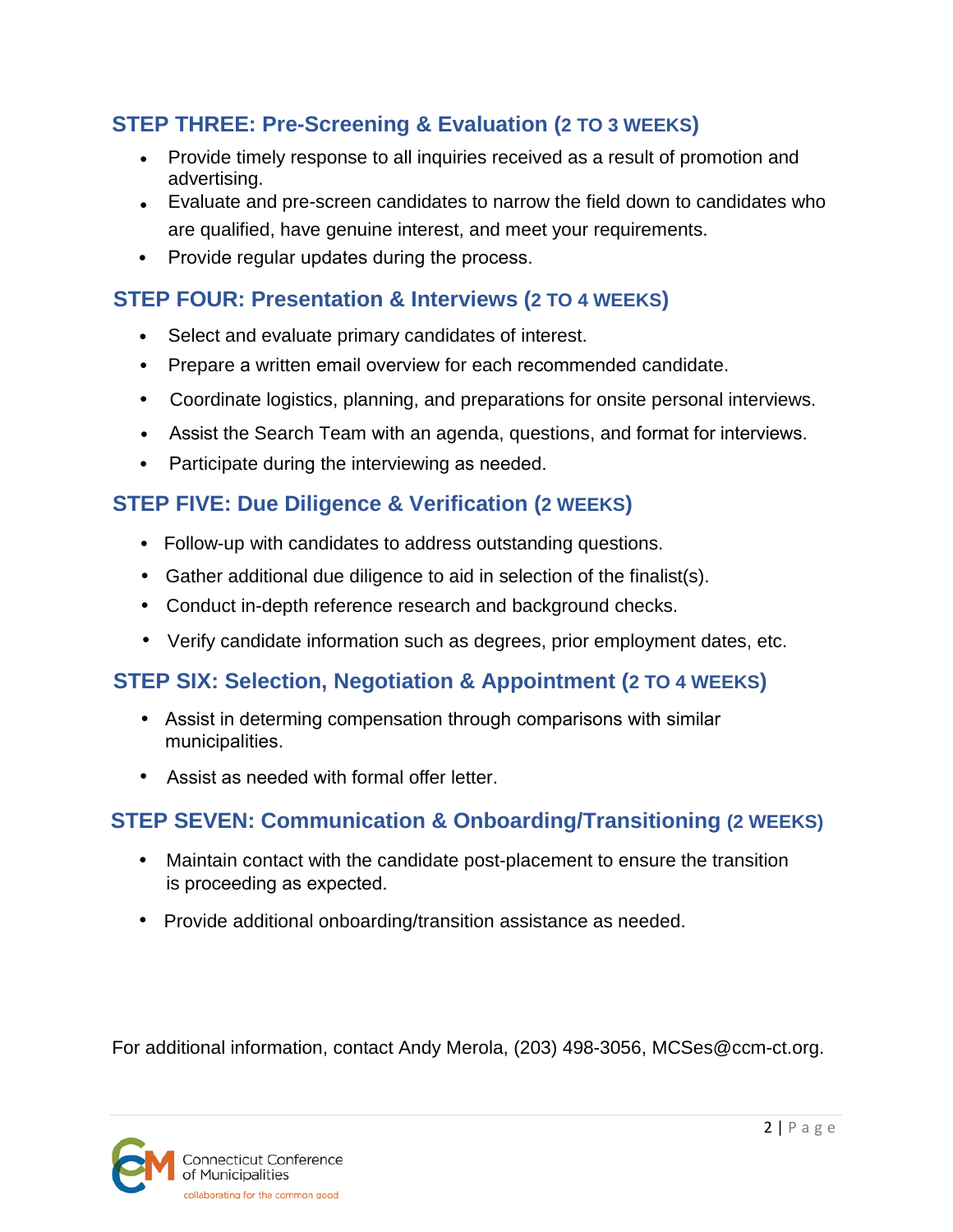## STEP THREE: Pre-Screening & Evaluation (2 TO 3 WEEKS)

- Provide timely response to all inquiries received as a result of promotion and advertising.
- Evaluate and pre-screen candidates to narrow the field down to candidates who are qualified, have genuine interest, and meet your requirements.
- Provide regular updates during the process.

## STEP FOUR: Presentation & Interviews (2 TO 4 WEEKS)

- Select and evaluate primary candidates of interest.
- Prepare a written email overview for each recommended candidate.
- Coordinate logistics, planning, and preparations for onsite personal interviews.
- Assist the Search Team with an agenda, questions, and format for interviews.
- Participate during the interviewing as needed.

## STEP FIVE: Due Diligence & Verification (2 WEEKS)

- Follow-up with candidates to address outstanding questions.
- Gather additional due diligence to aid in selection of the finalist(s).
- Conduct in-depth reference research and background checks.
- Verify candidate information such as degrees, prior employment dates, etc.

## STEP SIX: Selection, Negotiation & Appointment (2 TO 4 WEEKS)

- Assist in determing compensation through comparisons with similar municipalities.
- Assist as needed with formal offer letter.

## STEP SEVEN: Communication & Onboarding/Transitioning (2 WEEKS)

- Maintain contact with the candidate post-placement to ensure the transition is proceeding as expected.
- Provide additional onboarding/transition assistance as needed.

For additional information, contact Andy Merola, (203) 498-3056, MCSes@ccm-ct.org.

Connecticut Conference of Municipalities
collaborating for the common good